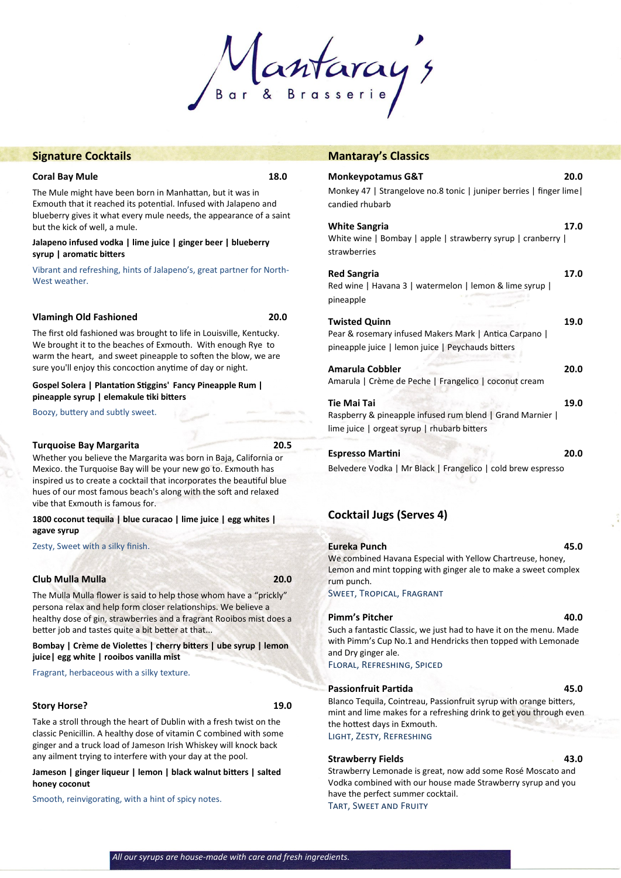# Mantaray's

Bar & Brasserie

## Signature Cocktails

### Coral Bay Mule — 18.0

The Mule might have been born in Manhattan, but it was in Exmouth that it reached its potential. Infused with Jalapeno and blueberry gives it what every mule needs, the appearance of a saint but the kick of well, a mule.

**Jalapeno infused vodka | lime juice | ginger beer | blueberry syrup | aromatic bitters**

Vibrant and refreshing, hints of Jalapeno's, great partner for North-West weather.

### Vlamingh Old Fashioned — 20.0

The first old fashioned was brought to life in Louisville, Kentucky. We brought it to the beaches of Exmouth. With enough Rye to warm the heart, and sweet pineapple to soften the blow, we are sure you'll enjoy this concoction anytime of day or night.

**Gospel Solera | Plantation Stiggins' Fancy Pineapple Rum | pineapple syrup | elemakule tiki bitters**

Boozy, buttery and subtly sweet.

### Turquoise Bay Margarita — 20.5

Whether you believe the Margarita was born in Baja, California or Mexico. the Turquoise Bay will be your new go to. Exmouth has inspired us to create a cocktail that incorporates the beautiful blue hues of our most famous beach's along with the soft and relaxed vibe that Exmouth is famous for.

**1800 coconut tequila | blue curacao | lime juice | egg whites | agave syrup**

Zesty, Sweet with a silky finish.

### Club Mulla Mulla — 20.0

The Mulla Mulla flower is said to help those whom have a "prickly" persona relax and help form closer relationships. We believe a healthy dose of gin, strawberries and a fragrant Rooibos mist does a better job and tastes quite a bit better at that...

**Bombay | Crème de Violettes | cherry bitters | ube syrup | lemon juice| egg white | rooibos vanilla mist**

Fragrant, herbaceous with a silky texture.

### Story Horse? — 19.0

Take a stroll through the heart of Dublin with a fresh twist on the classic Penicillin. A healthy dose of vitamin C combined with some ginger and a truck load of Jameson Irish Whiskey will knock back any ailment trying to interfere with your day at the pool.

**Jameson | ginger liqueur | lemon | black walnut bitters | salted honey coconut**

Smooth, reinvigorating, with a hint of spicy notes.

## Mantaray's Classics

### Monkeypotamus G&T — 20.0

Monkey 47 | Strangelove no.8 tonic | juniper berries | finger lime| candied rhubarb

### White Sangria — 17.0

White wine | Bombay | apple | strawberry syrup | cranberry | strawberries

### Red Sangria — 17.0

Red wine | Havana 3 | watermelon | lemon & lime syrup | pineapple

### Twisted Quinn — 19.0

Pear & rosemary infused Makers Mark | Antica Carpano | pineapple juice | lemon juice | Peychauds bitters

### Amarula Cobbler — 20.0

Amarula | Crème de Peche | Frangelico | coconut cream

### Tie Mai Tai — 19.0

Raspberry & pineapple infused rum blend | Grand Marnier | lime juice | orgeat syrup | rhubarb bitters

### Espresso Martini — 20.0

Belvedere Vodka | Mr Black | Frangelico | cold brew espresso

## Cocktail Jugs (Serves 4)

### Eureka Punch — 45.0

We combined Havana Especial with Yellow Chartreuse, honey, Lemon and mint topping with ginger ale to make a sweet complex rum punch.

Sweet, Tropical, Fragrant

### Pimm's Pitcher — 40.0

Such a fantastic Classic, we just had to have it on the menu. Made with Pimm's Cup No.1 and Hendricks then topped with Lemonade and Dry ginger ale.

Floral, Refreshing, Spiced

### Passionfruit Partida — 45.0

Blanco Tequila, Cointreau, Passionfruit syrup with orange bitters, mint and lime makes for a refreshing drink to get you through even the hottest days in Exmouth.

Light, Zesty, Refreshing

### Strawberry Fields — 43.0

Strawberry Lemonade is great, now add some Rosé Moscato and Vodka combined with our house made Strawberry syrup and you have the perfect summer cocktail.

Tart, Sweet and Fruity

*All our syrups are house-made with care and fresh ingredients.*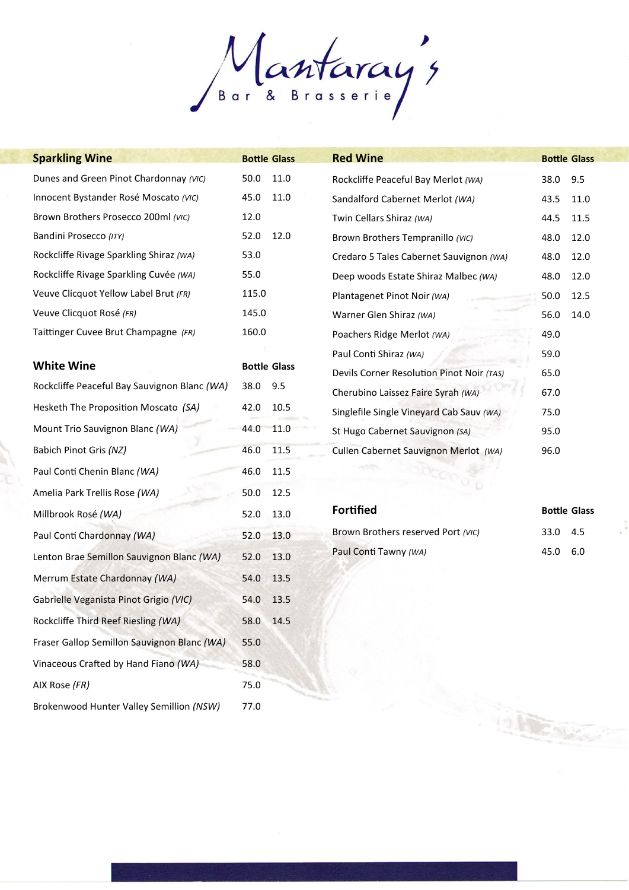# Mantaray's

Bar & Brasserie

| Sparkling Wine | Bottle | Glass |
|---|---|---|
| Dunes and Green Pinot Chardonnay *(VIC)* | 50.0 | 11.0 |
| Innocent Bystander Rosé Moscato *(VIC)* | 45.0 | 11.0 |
| Brown Brothers Prosecco 200ml *(VIC)* | 12.0 | |
| Bandini Prosecco *(ITY)* | 52.0 | 12.0 |
| Rockcliffe Rivage Sparkling Shiraz *(WA)* | 53.0 | |
| Rockcliffe Rivage Sparkling Cuvée *(WA)* | 55.0 | |
| Veuve Clicquot Yellow Label Brut *(FR)* | 115.0 | |
| Veuve Clicquot Rosé *(FR)* | 145.0 | |
| Taittinger Cuvee Brut Champagne *(FR)* | 160.0 | |

| White Wine | Bottle | Glass |
|---|---|---|
| Rockcliffe Peaceful Bay Sauvignon Blanc *(WA)* | 38.0 | 9.5 |
| Hesketh The Proposition Moscato *(SA)* | 42.0 | 10.5 |
| Mount Trio Sauvignon Blanc *(WA)* | 44.0 | 11.0 |
| Babich Pinot Gris *(NZ)* | 46.0 | 11.5 |
| Paul Conti Chenin Blanc *(WA)* | 46.0 | 11.5 |
| Amelia Park Trellis Rose *(WA)* | 50.0 | 12.5 |
| Millbrook Rosé *(WA)* | 52.0 | 13.0 |
| Paul Conti Chardonnay *(WA)* | 52.0 | 13.0 |
| Lenton Brae Semillon Sauvignon Blanc *(WA)* | 52.0 | 13.0 |
| Merrum Estate Chardonnay *(WA)* | 54.0 | 13.5 |
| Gabrielle Veganista Pinot Grigio *(VIC)* | 54.0 | 13.5 |
| Rockcliffe Third Reef Riesling *(WA)* | 58.0 | 14.5 |
| Fraser Gallop Semillon Sauvignon Blanc *(WA)* | 55.0 | |
| Vinaceous Crafted by Hand Fiano *(WA)* | 58.0 | |
| AIX Rose *(FR)* | 75.0 | |
| Brokenwood Hunter Valley Semillion *(NSW)* | 77.0 | |

| Red Wine | Bottle | Glass |
|---|---|---|
| Rockcliffe Peaceful Bay Merlot *(WA)* | 38.0 | 9.5 |
| Sandalford Cabernet Merlot *(WA)* | 43.5 | 11.0 |
| Twin Cellars Shiraz *(WA)* | 44.5 | 11.5 |
| Brown Brothers Tempranillo *(VIC)* | 48.0 | 12.0 |
| Credaro 5 Tales Cabernet Sauvignon *(WA)* | 48.0 | 12.0 |
| Deep woods Estate Shiraz Malbec *(WA)* | 48.0 | 12.0 |
| Plantagenet Pinot Noir *(WA)* | 50.0 | 12.5 |
| Warner Glen Shiraz *(WA)* | 56.0 | 14.0 |
| Poachers Ridge Merlot *(WA)* | 49.0 | |
| Paul Conti Shiraz *(WA)* | 59.0 | |
| Devils Corner Resolution Pinot Noir *(TAS)* | 65.0 | |
| Cherubino Laissez Faire Syrah *(WA)* | 67.0 | |
| Singlefile Single Vineyard Cab Sauv *(WA)* | 75.0 | |
| St Hugo Cabernet Sauvignon *(SA)* | 95.0 | |
| Cullen Cabernet Sauvignon Merlot *(WA)* | 96.0 | |

| Fortified | Bottle | Glass |
|---|---|---|
| Brown Brothers reserved Port *(VIC)* | 33.0 | 4.5 |
| Paul Conti Tawny *(WA)* | 45.0 | 6.0 |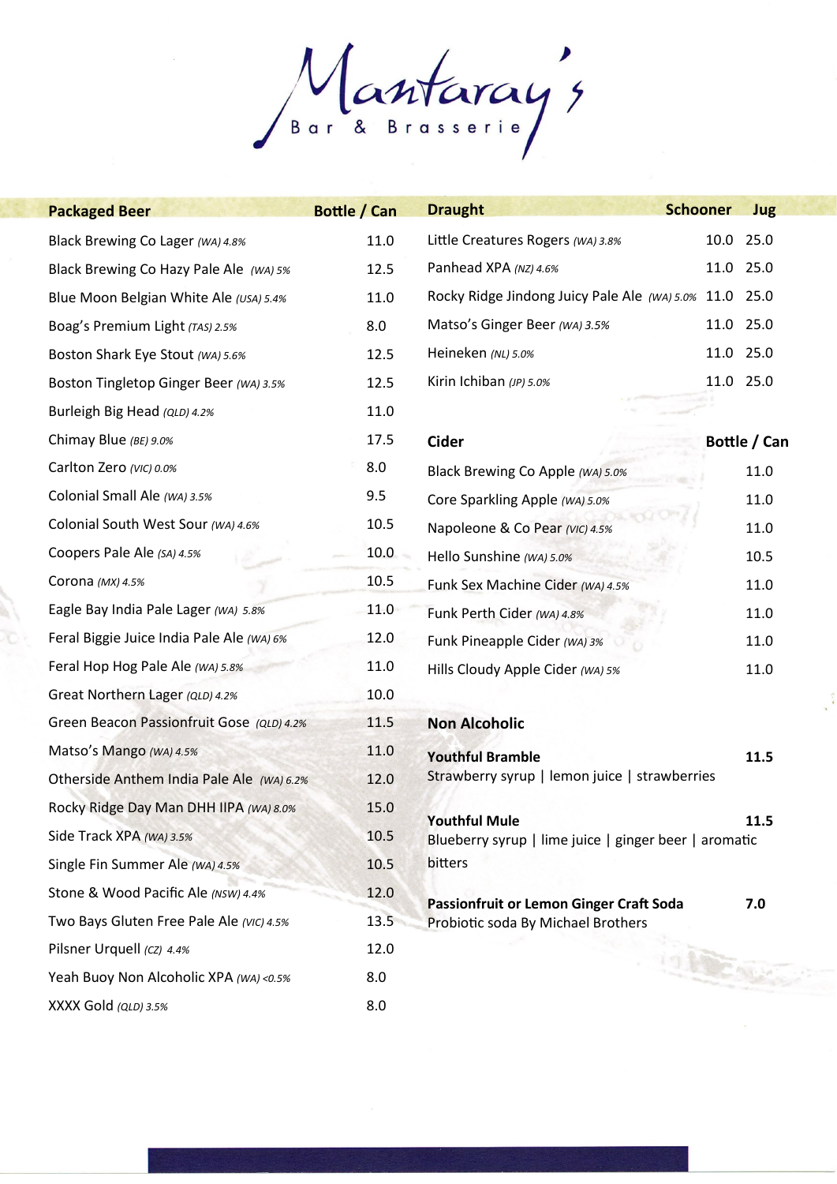# Mantaray's

Bar & Brasserie

| Packaged Beer | Bottle / Can |
|---|---|
| Black Brewing Co Lager *(WA) 4.8%* | 11.0 |
| Black Brewing Co Hazy Pale Ale *(WA) 5%* | 12.5 |
| Blue Moon Belgian White Ale *(USA) 5.4%* | 11.0 |
| Boag's Premium Light *(TAS) 2.5%* | 8.0 |
| Boston Shark Eye Stout *(WA) 5.6%* | 12.5 |
| Boston Tingletop Ginger Beer *(WA) 3.5%* | 12.5 |
| Burleigh Big Head *(QLD) 4.2%* | 11.0 |
| Chimay Blue *(BE) 9.0%* | 17.5 |
| Carlton Zero *(VIC) 0.0%* | 8.0 |
| Colonial Small Ale *(WA) 3.5%* | 9.5 |
| Colonial South West Sour *(WA) 4.6%* | 10.5 |
| Coopers Pale Ale *(SA) 4.5%* | 10.0 |
| Corona *(MX) 4.5%* | 10.5 |
| Eagle Bay India Pale Lager *(WA) 5.8%* | 11.0 |
| Feral Biggie Juice India Pale Ale *(WA) 6%* | 12.0 |
| Feral Hop Hog Pale Ale *(WA) 5.8%* | 11.0 |
| Great Northern Lager *(QLD) 4.2%* | 10.0 |
| Green Beacon Passionfruit Gose *(QLD) 4.2%* | 11.5 |
| Matso's Mango *(WA) 4.5%* | 11.0 |
| Otherside Anthem India Pale Ale *(WA) 6.2%* | 12.0 |
| Rocky Ridge Day Man DHH IIPA *(WA) 8.0%* | 15.0 |
| Side Track XPA *(WA) 3.5%* | 10.5 |
| Single Fin Summer Ale *(WA) 4.5%* | 10.5 |
| Stone & Wood Pacific Ale *(NSW) 4.4%* | 12.0 |
| Two Bays Gluten Free Pale Ale *(VIC) 4.5%* | 13.5 |
| Pilsner Urquell *(CZ) 4.4%* | 12.0 |
| Yeah Buoy Non Alcoholic XPA *(WA) <0.5%* | 8.0 |
| XXXX Gold *(QLD) 3.5%* | 8.0 |

| Draught | Schooner | Jug |
|---|---|---|
| Little Creatures Rogers *(WA) 3.8%* | 10.0 | 25.0 |
| Panhead XPA *(NZ) 4.6%* | 11.0 | 25.0 |
| Rocky Ridge Jindong Juicy Pale Ale *(WA) 5.0%* | 11.0 | 25.0 |
| Matso's Ginger Beer *(WA) 3.5%* | 11.0 | 25.0 |
| Heineken *(NL) 5.0%* | 11.0 | 25.0 |
| Kirin Ichiban *(JP) 5.0%* | 11.0 | 25.0 |

| Cider | Bottle / Can |
|---|---|
| Black Brewing Co Apple *(WA) 5.0%* | 11.0 |
| Core Sparkling Apple *(WA) 5.0%* | 11.0 |
| Napoleone & Co Pear *(VIC) 4.5%* | 11.0 |
| Hello Sunshine *(WA) 5.0%* | 10.5 |
| Funk Sex Machine Cider *(WA) 4.5%* | 11.0 |
| Funk Perth Cider *(WA) 4.8%* | 11.0 |
| Funk Pineapple Cider *(WA) 3%* | 11.0 |
| Hills Cloudy Apple Cider *(WA) 5%* | 11.0 |

## Non Alcoholic

**Youthful Bramble** **11.5**
Strawberry syrup | lemon juice | strawberries

**Youthful Mule** **11.5**
Blueberry syrup | lime juice | ginger beer | aromatic bitters

**Passionfruit or Lemon Ginger Craft Soda** **7.0**
Probiotic soda By Michael Brothers